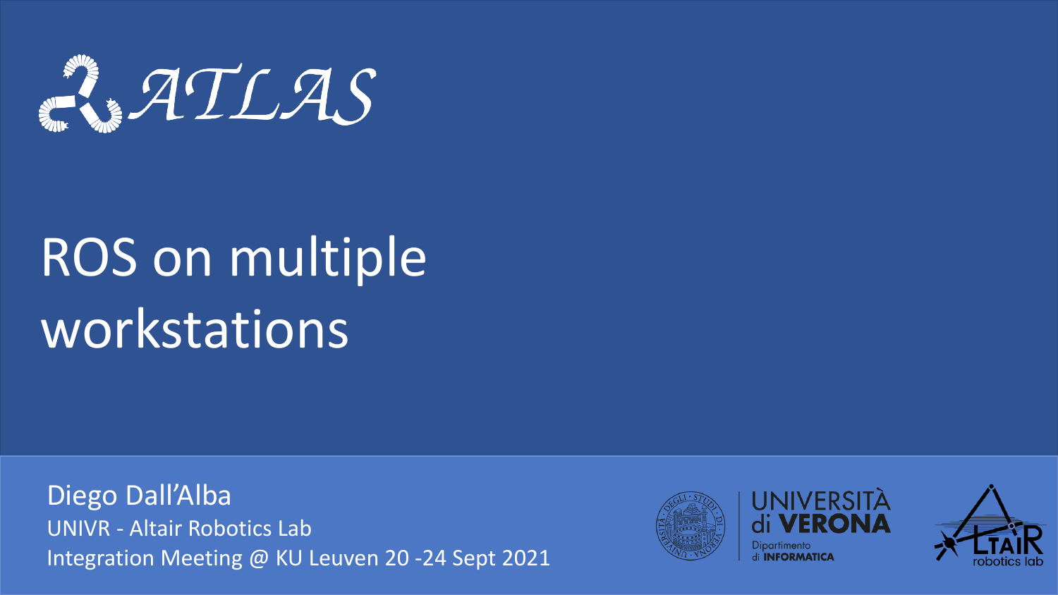ATLAS

# ROS on multiple workstations

Diego Dall’Alba

UNIVR - Altair Robotics Lab

Integration Meeting @ KU Leuven 20 -24 Sept 2021

UNIVERSITÀ di VERONA

Dipartimento di INFORMATICA

ALTAIR robotics lab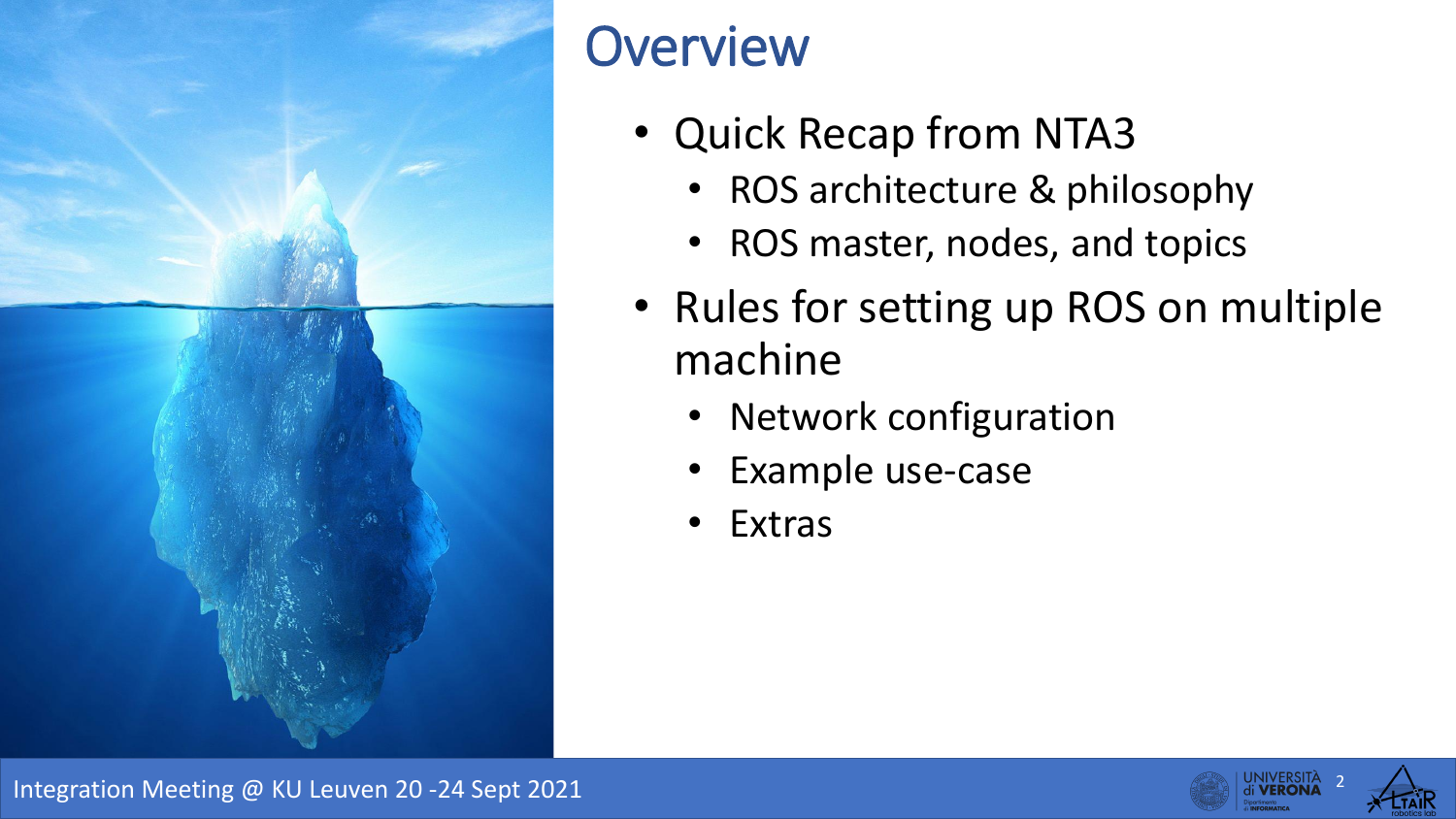# Overview

- Quick Recap from NTA3
  - ROS architecture & philosophy
  - ROS master, nodes, and topics
- Rules for setting up ROS on multiple machine
  - Network configuration
  - Example use-case
  - Extras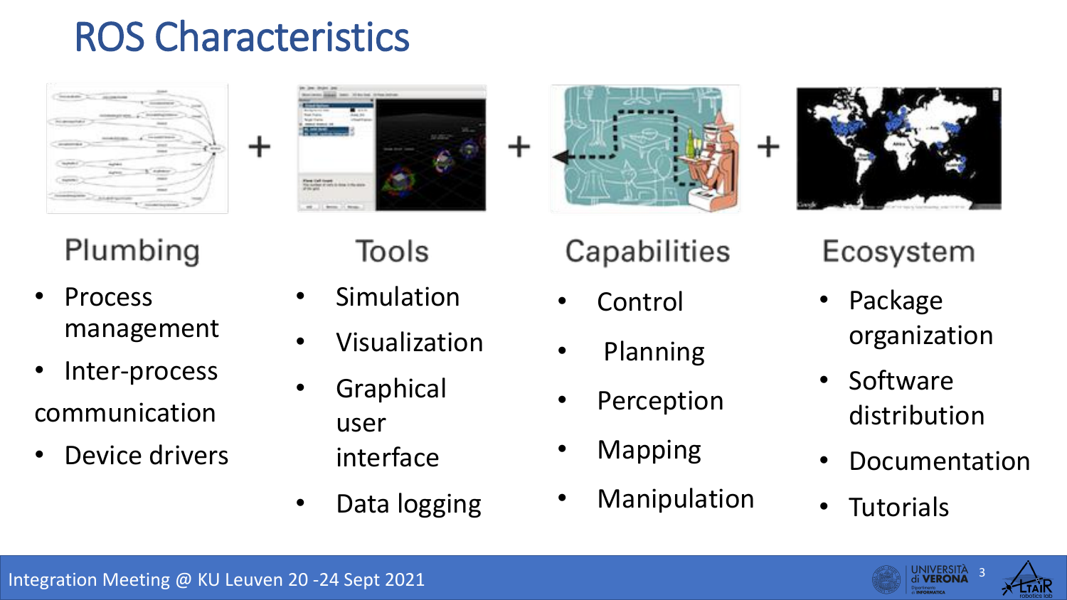# ROS Characteristics

Plumbing + Tools + Capabilities + Ecosystem

## Plumbing

- Process management
- Inter-process communication
- Device drivers

## Tools

- Simulation
- Visualization
- Graphical user interface
- Data logging

## Capabilities

- Control
- Planning
- Perception
- Mapping
- Manipulation

## Ecosystem

- Package organization
- Software distribution
- Documentation
- Tutorials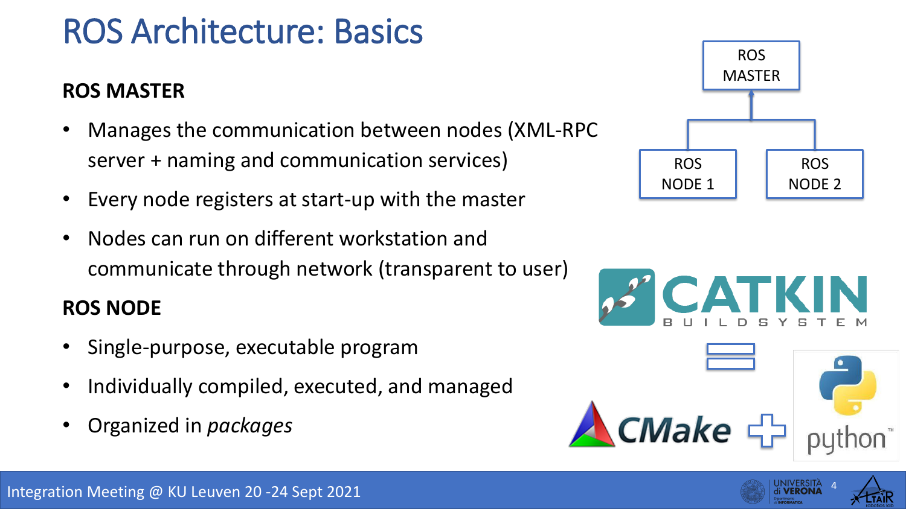# ROS Architecture: Basics

**ROS MASTER**

- Manages the communication between nodes (XML-RPC server + naming and communication services)
- Every node registers at start-up with the master
- Nodes can run on different workstation and communicate through network (transparent to user)

**ROS NODE**

- Single-purpose, executable program
- Individually compiled, executed, and managed
- Organized in *packages*

ROS MASTER

ROS NODE 1

ROS NODE 2

CATKIN BUILD SYSTEM

CMake + python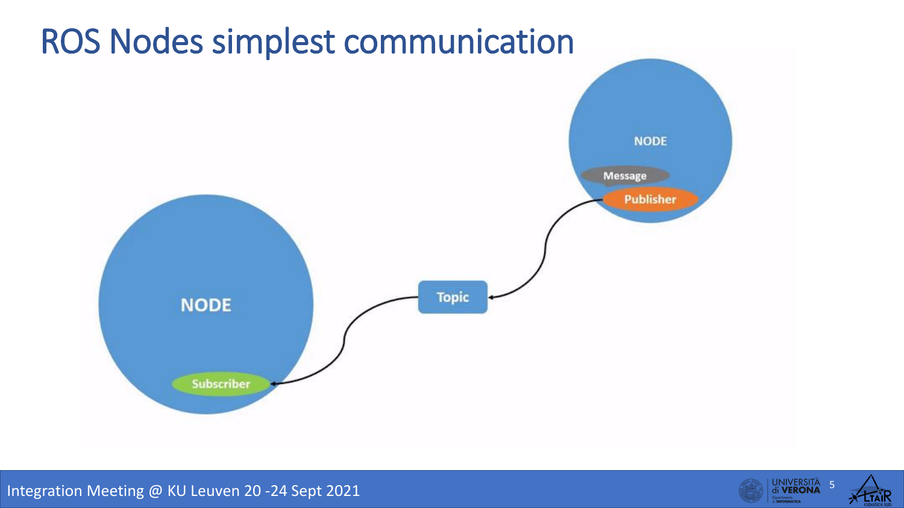# ROS Nodes simplest communication

NODE

Message

Publisher

Topic

NODE

Subscriber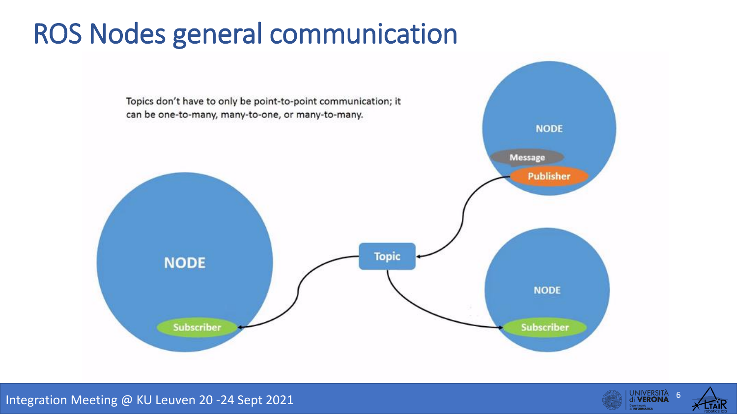# ROS Nodes general communication

Topics don't have to only be point-to-point communication; it can be one-to-many, many-to-one, or many-to-many.

NODE

Message

Publisher

Topic

NODE

Subscriber

NODE

Subscriber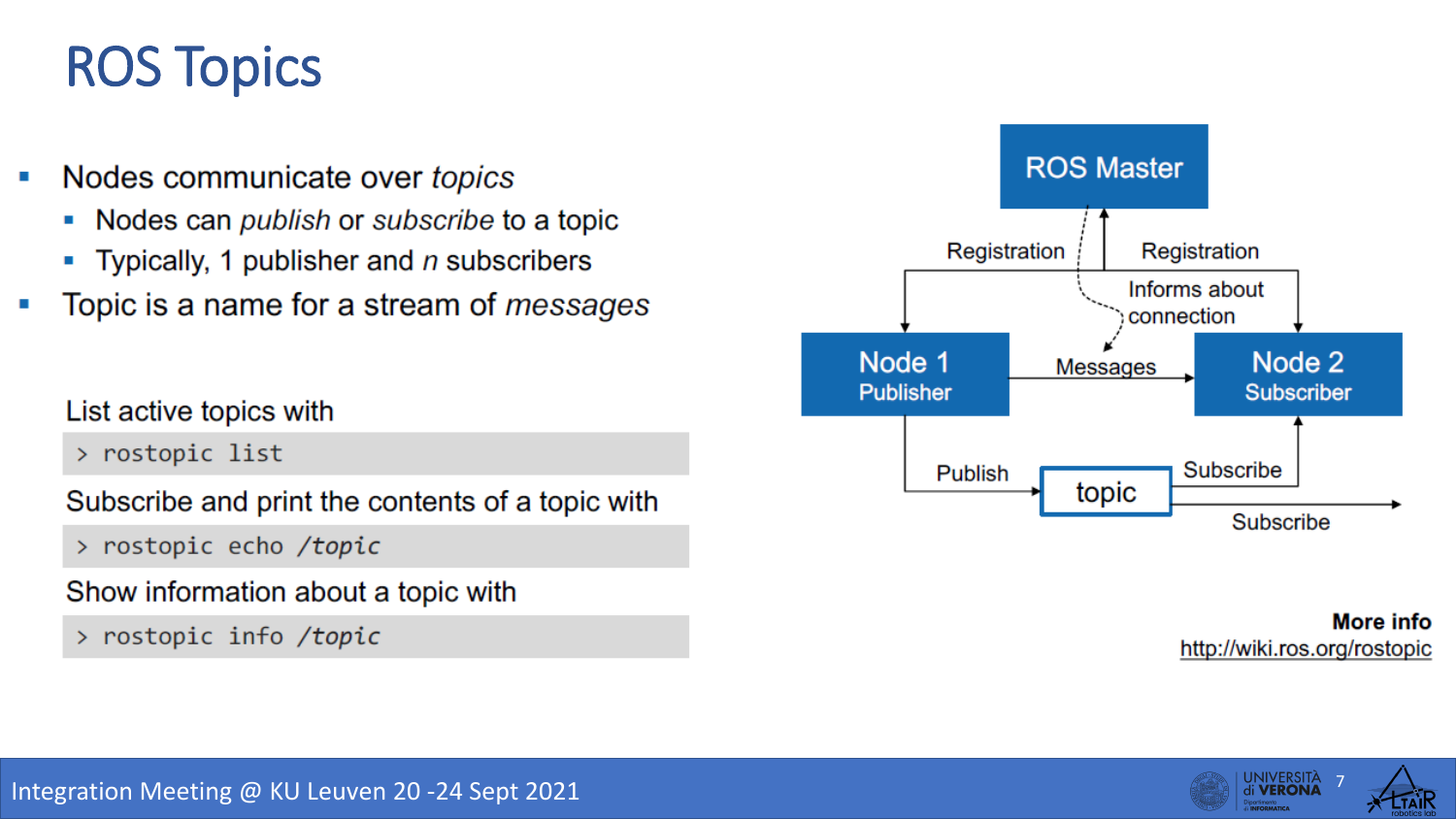# ROS Topics

- Nodes communicate over *topics*
  - Nodes can *publish* or *subscribe* to a topic
  - Typically, 1 publisher and *n* subscribers
- Topic is a name for a stream of *messages*

List active topics with

```
> rostopic list
```

Subscribe and print the contents of a topic with

```
> rostopic echo /topic
```

Show information about a topic with

```
> rostopic info /topic
```

ROS Master

Registration

Registration

Informs about connection

Node 1 Publisher

Messages

Node 2 Subscriber

Publish

topic

Subscribe

Subscribe

**More info**
http://wiki.ros.org/rostopic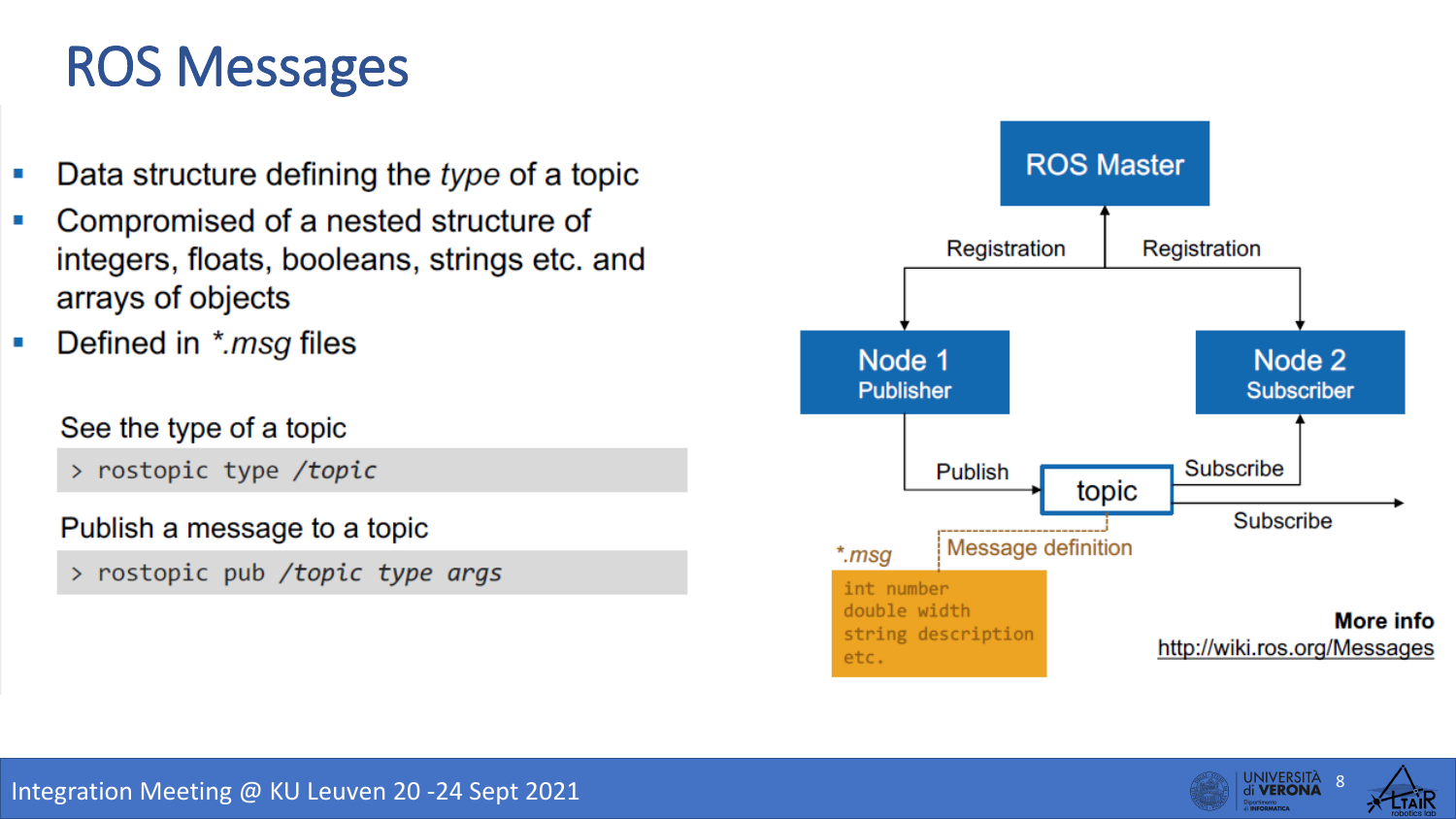# ROS Messages

- Data structure defining the *type* of a topic
- Compromised of a nested structure of integers, floats, booleans, strings etc. and arrays of objects
- Defined in *\*.msg* files

See the type of a topic

```
> rostopic type /topic
```

Publish a message to a topic

```
> rostopic pub /topic type args
```

ROS Master

Registration — Registration

Node 1 Publisher

Node 2 Subscriber

Publish — topic — Subscribe

Subscribe

*\*.msg* — Message definition

```
int number
double width
string description
etc.
```

**More info**
http://wiki.ros.org/Messages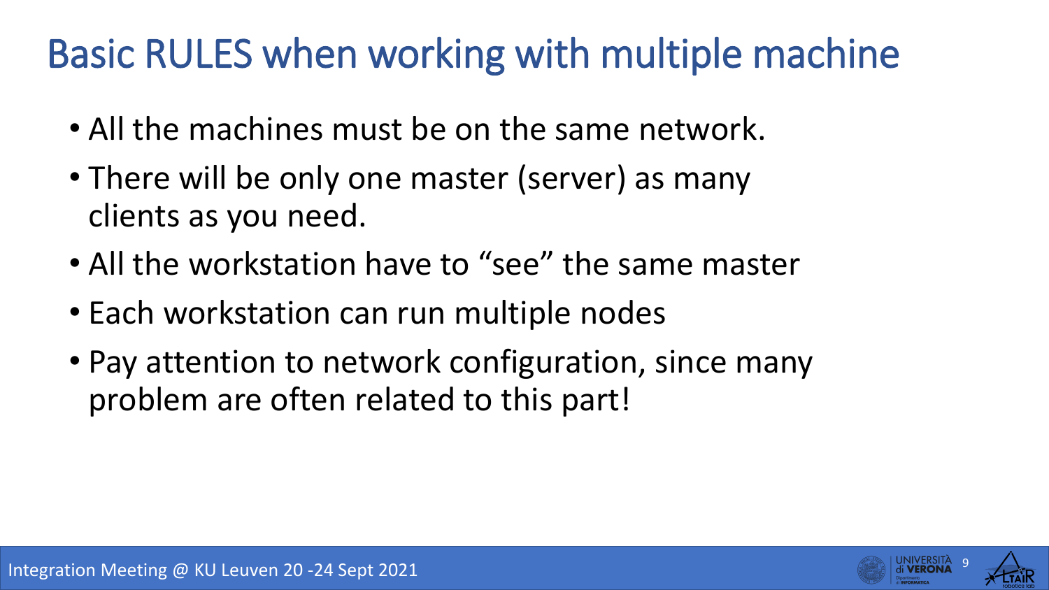# Basic RULES when working with multiple machine

- All the machines must be on the same network.
- There will be only one master (server) as many clients as you need.
- All the workstation have to “see” the same master
- Each workstation can run multiple nodes
- Pay attention to network configuration, since many problem are often related to this part!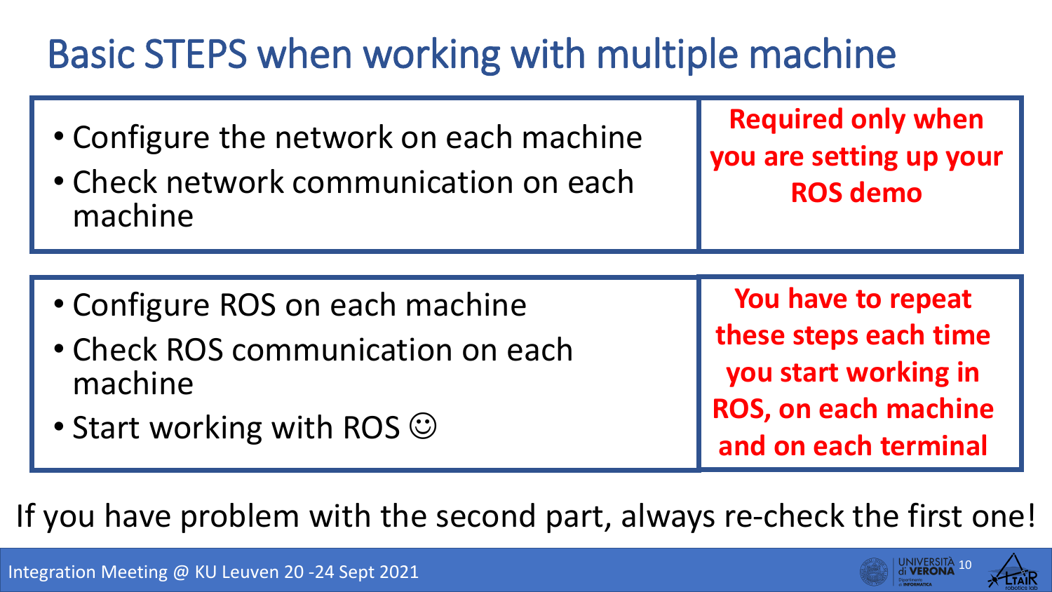# Basic STEPS when working with multiple machine

| | |
|---|---|
| • Configure the network on each machine<br>• Check network communication on each machine | **Required only when you are setting up your ROS demo** |
| • Configure ROS on each machine<br>• Check ROS communication on each machine<br>• Start working with ROS ☺ | **You have to repeat these steps each time you start working in ROS, on each machine and on each terminal** |

If you have problem with the second part, always re-check the first one!

Integration Meeting @ KU Leuven 20 -24 Sept 2021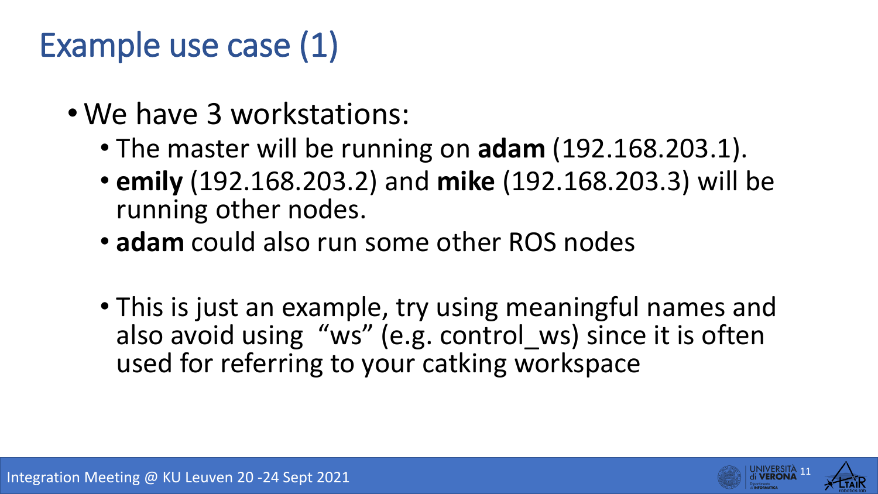# Example use case (1)

- We have 3 workstations:
  - The master will be running on **adam** (192.168.203.1).
  - **emily** (192.168.203.2) and **mike** (192.168.203.3) will be running other nodes.
  - **adam** could also run some other ROS nodes

  - This is just an example, try using meaningful names and also avoid using "ws" (e.g. control_ws) since it is often used for referring to your catking workspace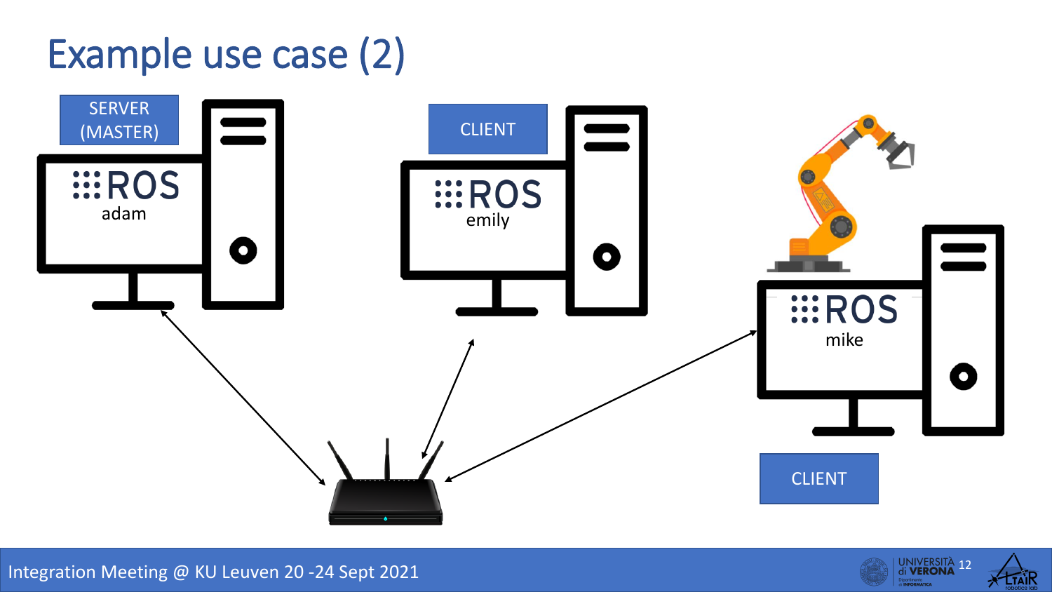# Example use case (2)

SERVER (MASTER)

ROS
adam

CLIENT

ROS
emily

ROS
mike

CLIENT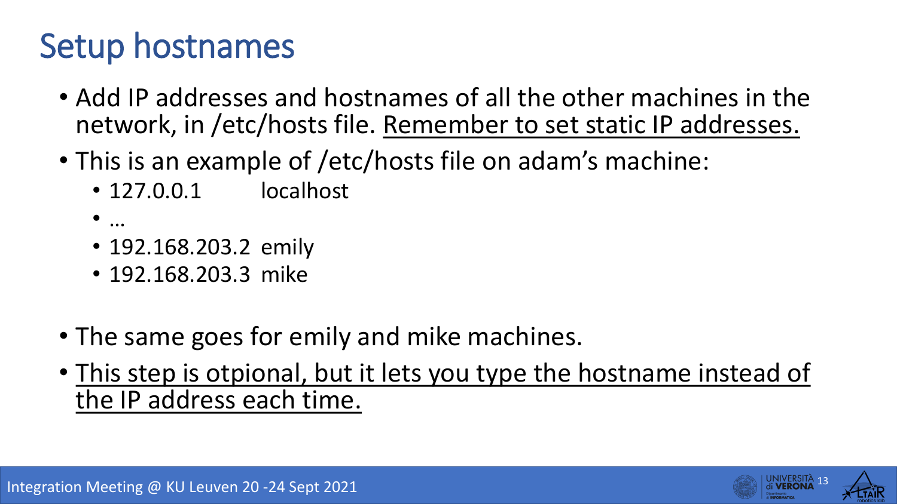# Setup hostnames

- Add IP addresses and hostnames of all the other machines in the network, in /etc/hosts file. <u>Remember to set static IP addresses.</u>
- This is an example of /etc/hosts file on adam's machine:
  - 127.0.0.1 localhost
  - …
  - 192.168.203.2 emily
  - 192.168.203.3 mike
- The same goes for emily and mike machines.
- <u>This step is otpional, but it lets you type the hostname instead of the IP address each time.</u>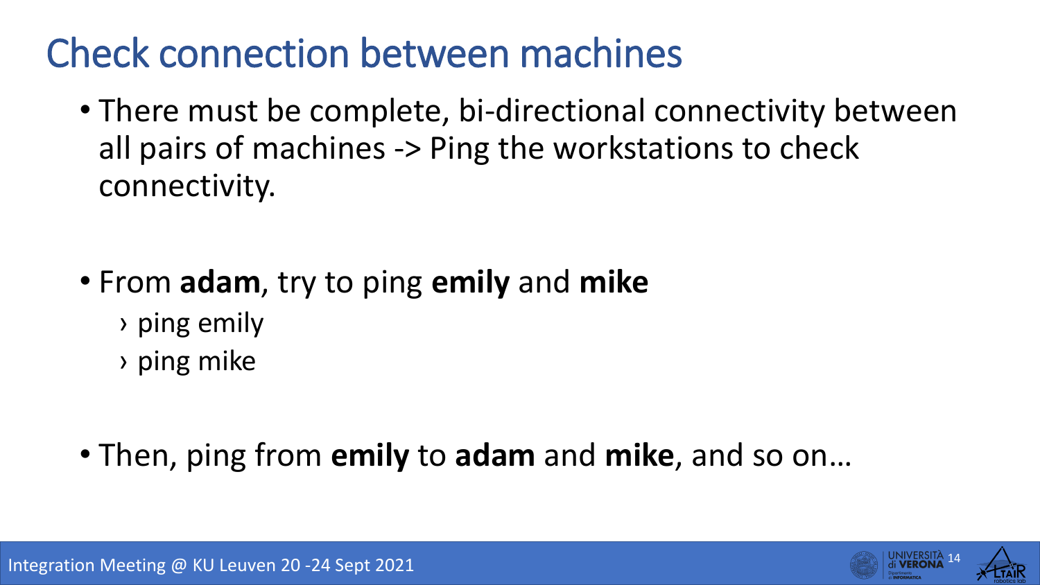# Check connection between machines

- There must be complete, bi-directional connectivity between all pairs of machines -> Ping the workstations to check connectivity.

- From **adam**, try to ping **emily** and **mike**
  - ping emily
  - ping mike

- Then, ping from **emily** to **adam** and **mike**, and so on…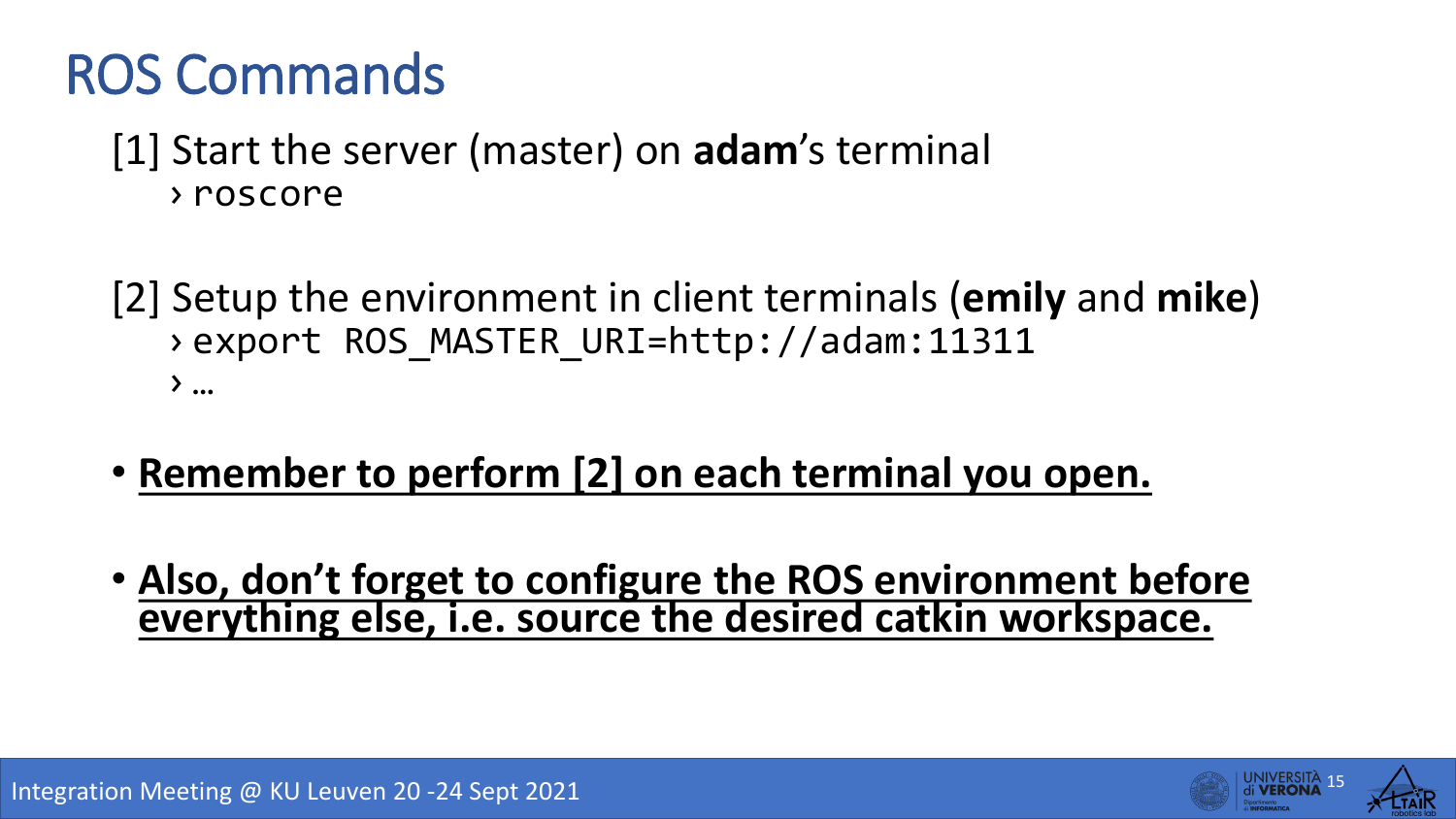# ROS Commands

[1] Start the server (master) on **adam**'s terminal

› `roscore`

[2] Setup the environment in client terminals (**emily** and **mike**)

› `export ROS_MASTER_URI=http://adam:11311`

› …

- **Remember to perform [2] on each terminal you open.**
- **Also, don't forget to configure the ROS environment before everything else, i.e. source the desired catkin workspace.**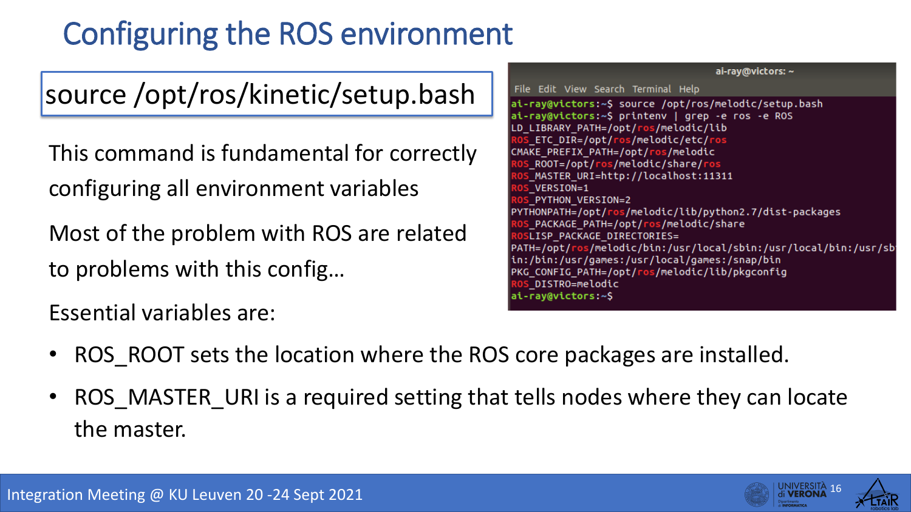# Configuring the ROS environment

```
source /opt/ros/kinetic/setup.bash
```

This command is fundamental for correctly configuring all environment variables

Most of the problem with ROS are related to problems with this config…

```
ai-ray@victors: ~
File  Edit  View  Search  Terminal  Help
ai-ray@victors:~$ source /opt/ros/melodic/setup.bash
ai-ray@victors:~$ printenv | grep -e ros -e ROS
LD_LIBRARY_PATH=/opt/ros/melodic/lib
ROS_ETC_DIR=/opt/ros/melodic/etc/ros
CMAKE_PREFIX_PATH=/opt/ros/melodic
ROS_ROOT=/opt/ros/melodic/share/ros
ROS_MASTER_URI=http://localhost:11311
ROS_VERSION=1
ROS_PYTHON_VERSION=2
PYTHONPATH=/opt/ros/melodic/lib/python2.7/dist-packages
ROS_PACKAGE_PATH=/opt/ros/melodic/share
ROSLISP_PACKAGE_DIRECTORIES=
PATH=/opt/ros/melodic/bin:/usr/local/sbin:/usr/local/bin:/usr/sbin:/bin:/usr/games:/usr/local/games:/snap/bin
PKG_CONFIG_PATH=/opt/ros/melodic/lib/pkgconfig
ROS_DISTRO=melodic
ai-ray@victors:~$
```

Essential variables are:

- ROS_ROOT sets the location where the ROS core packages are installed.
- ROS_MASTER_URI is a required setting that tells nodes where they can locate the master.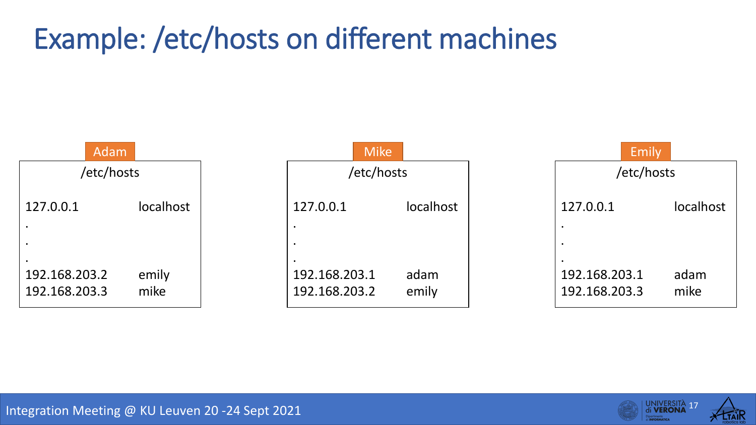# Example: /etc/hosts on different machines

**Adam**

/etc/hosts

```
127.0.0.1        localhost
.
.
.
192.168.203.2    emily
192.168.203.3    mike
```

**Mike**

/etc/hosts

```
127.0.0.1        localhost
.
.
.
192.168.203.1    adam
192.168.203.2    emily
```

**Emily**

/etc/hosts

```
127.0.0.1        localhost
.
.
.
192.168.203.1    adam
192.168.203.3    mike
```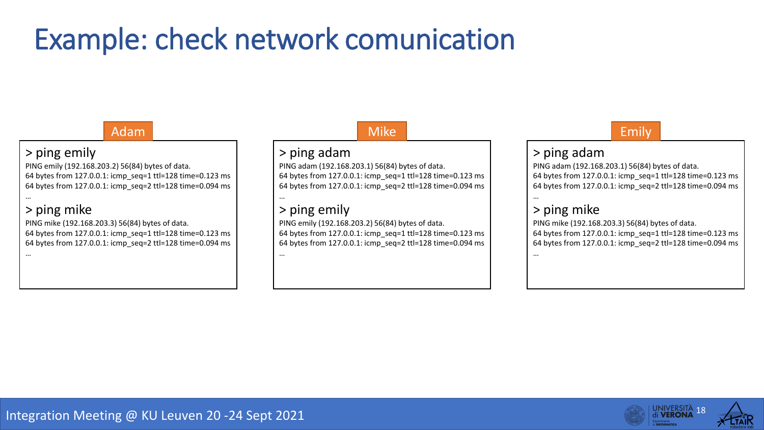# Example: check network comunication

### Adam

```
> ping emily
PING emily (192.168.203.2) 56(84) bytes of data.
64 bytes from 127.0.0.1: icmp_seq=1 ttl=128 time=0.123 ms
64 bytes from 127.0.0.1: icmp_seq=2 ttl=128 time=0.094 ms
…
> ping mike
PING mike (192.168.203.3) 56(84) bytes of data.
64 bytes from 127.0.0.1: icmp_seq=1 ttl=128 time=0.123 ms
64 bytes from 127.0.0.1: icmp_seq=2 ttl=128 time=0.094 ms
…
```

### Mike

```
> ping adam
PING adam (192.168.203.1) 56(84) bytes of data.
64 bytes from 127.0.0.1: icmp_seq=1 ttl=128 time=0.123 ms
64 bytes from 127.0.0.1: icmp_seq=2 ttl=128 time=0.094 ms
…
> ping emily
PING emily (192.168.203.2) 56(84) bytes of data.
64 bytes from 127.0.0.1: icmp_seq=1 ttl=128 time=0.123 ms
64 bytes from 127.0.0.1: icmp_seq=2 ttl=128 time=0.094 ms
…
```

### Emily

```
> ping adam
PING adam (192.168.203.1) 56(84) bytes of data.
64 bytes from 127.0.0.1: icmp_seq=1 ttl=128 time=0.123 ms
64 bytes from 127.0.0.1: icmp_seq=2 ttl=128 time=0.094 ms
…
> ping mike
PING mike (192.168.203.3) 56(84) bytes of data.
64 bytes from 127.0.0.1: icmp_seq=1 ttl=128 time=0.123 ms
64 bytes from 127.0.0.1: icmp_seq=2 ttl=128 time=0.094 ms
…
```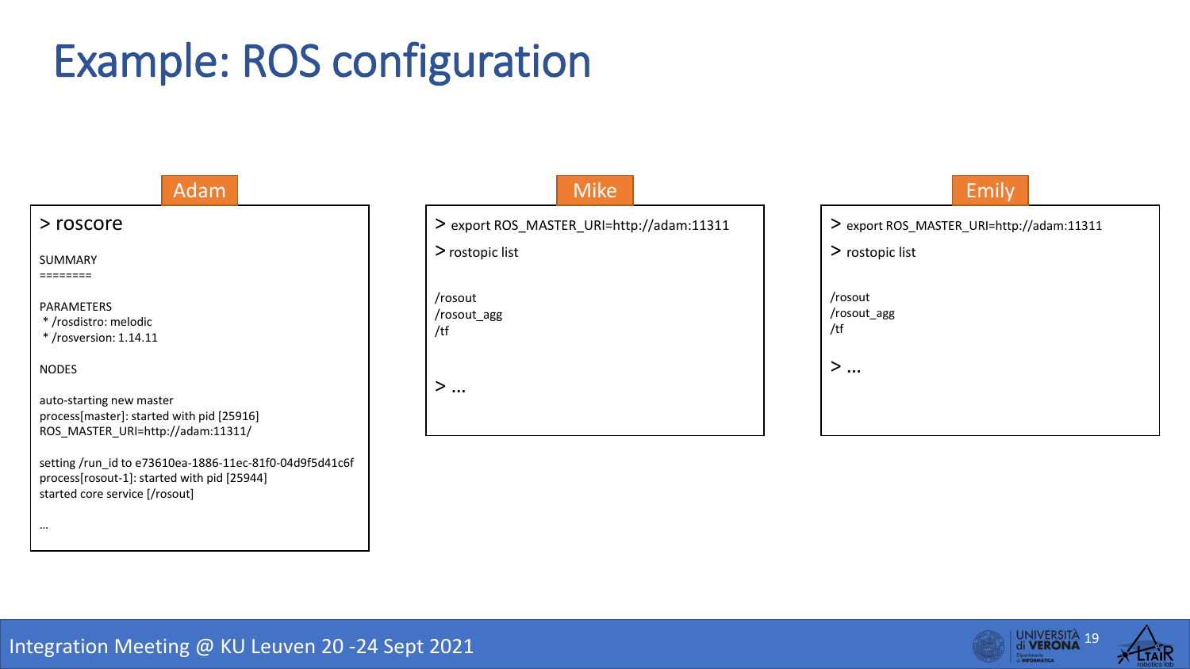# Example: ROS configuration

**Adam**

```
> roscore

SUMMARY
========

PARAMETERS
 * /rosdistro: melodic
 * /rosversion: 1.14.11

NODES

auto-starting new master
process[master]: started with pid [25916]
ROS_MASTER_URI=http://adam:11311/

setting /run_id to e73610ea-1886-11ec-81f0-04d9f5d41c6f
process[rosout-1]: started with pid [25944]
started core service [/rosout]

...
```

**Mike**

```
> export ROS_MASTER_URI=http://adam:11311
> rostopic list

/rosout
/rosout_agg
/tf

> ...
```

**Emily**

```
> export ROS_MASTER_URI=http://adam:11311
> rostopic list

/rosout
/rosout_agg
/tf

> ...
```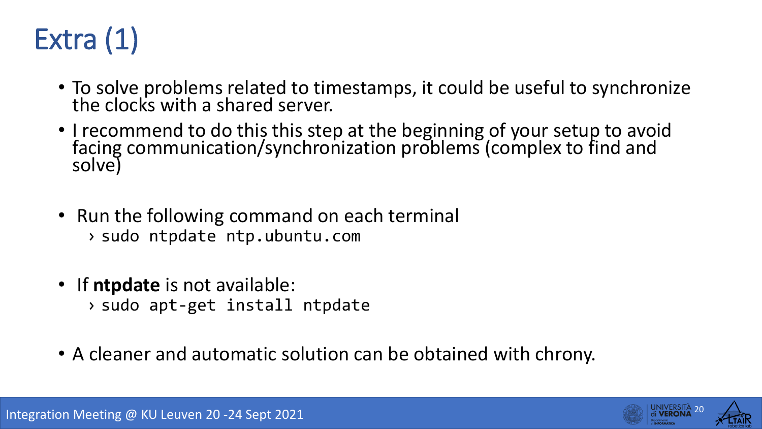# Extra (1)

- To solve problems related to timestamps, it could be useful to synchronize the clocks with a shared server.
- I recommend to do this this step at the beginning of your setup to avoid facing communication/synchronization problems (complex to find and solve)

- Run the following command on each terminal

```
sudo ntpdate ntp.ubuntu.com
```

- If **ntpdate** is not available:

```
sudo apt-get install ntpdate
```

- A cleaner and automatic solution can be obtained with chrony.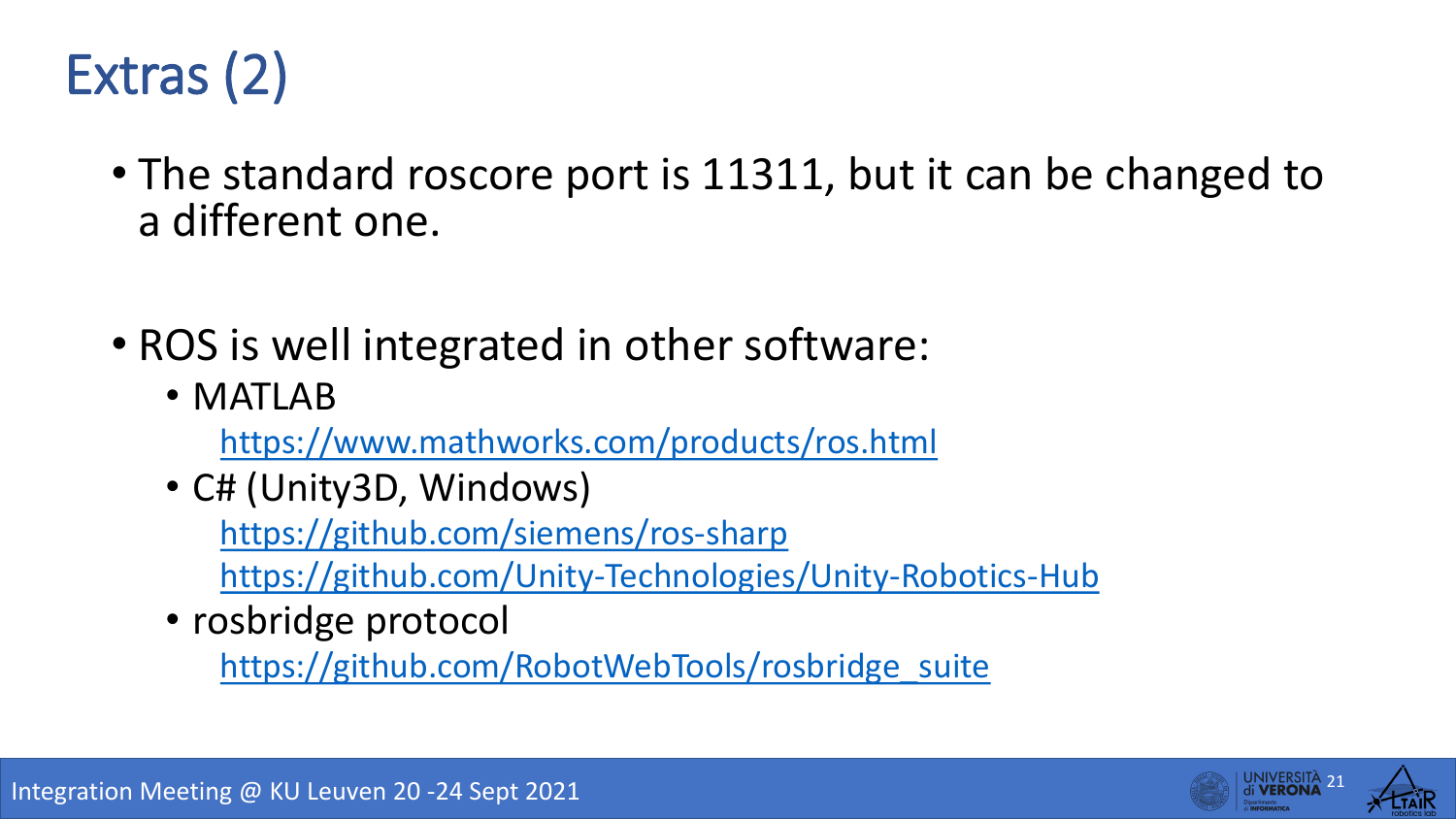# Extras (2)

- The standard roscore port is 11311, but it can be changed to a different one.

- ROS is well integrated in other software:
  - MATLAB
    https://www.mathworks.com/products/ros.html
  - C# (Unity3D, Windows)
    https://github.com/siemens/ros-sharp
    https://github.com/Unity-Technologies/Unity-Robotics-Hub
  - rosbridge protocol
    https://github.com/RobotWebTools/rosbridge_suite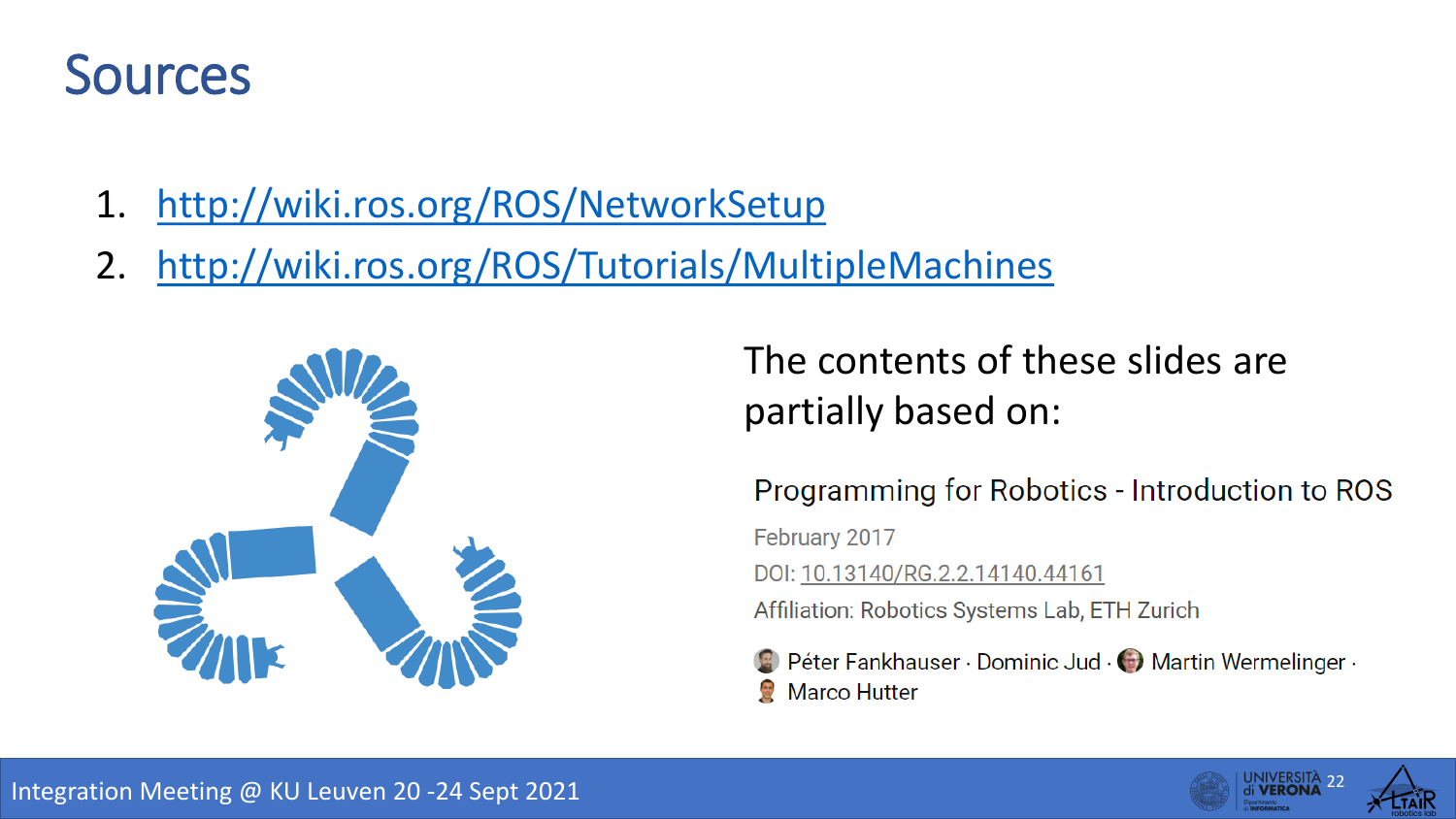# Sources

1. http://wiki.ros.org/ROS/NetworkSetup
2. http://wiki.ros.org/ROS/Tutorials/MultipleMachines

The contents of these slides are partially based on:

Programming for Robotics - Introduction to ROS

February 2017

DOI: 10.13140/RG.2.2.14140.44161

Affiliation: Robotics Systems Lab, ETH Zurich

Péter Fankhauser · Dominic Jud · Martin Wermelinger · Marco Hutter